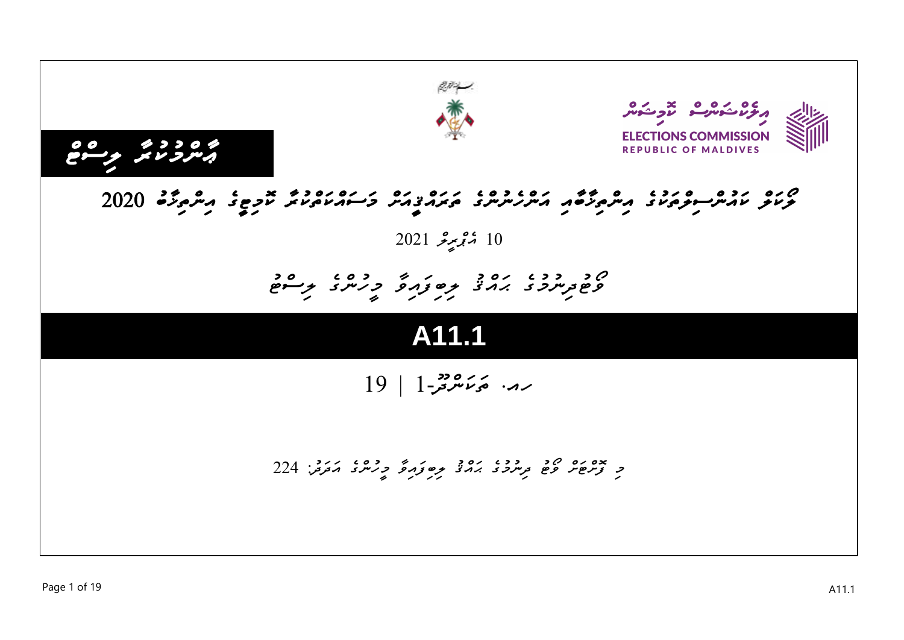ބިސްމިއްލާހިއްރަޙްމާނިއްރަޙީމް

އިލެކްޝަންސް ކޮމިޝަން

ELECTIONS COMMISSION
REPUBLIC OF MALDIVES

**އާންމުކުރާ ލިސްޓު**

# ލޯކަލް ކައުންސިލްތަކުގެ އިންތިޚާބާއި އަންހެނުންގެ ތަރައްޤީއަށް މަސައްކަތްކުރާ ކޮމިޓީގެ އިންތިޚާބު 2020

10 އޭޕްރިލް 2021

ވޯޓުދިނުމުގެ ޙައްޤު ލިބިފައިވާ މީހުންގެ ލިސްޓު

# A11.1

ހއ. ތަކަންދޫ-1 | 19

މި ފޮންޓަށް ވޯޓު ދިނުމުގެ ޙައްޤު ލިބިފައިވާ މީހުންގެ އަދަދު: 224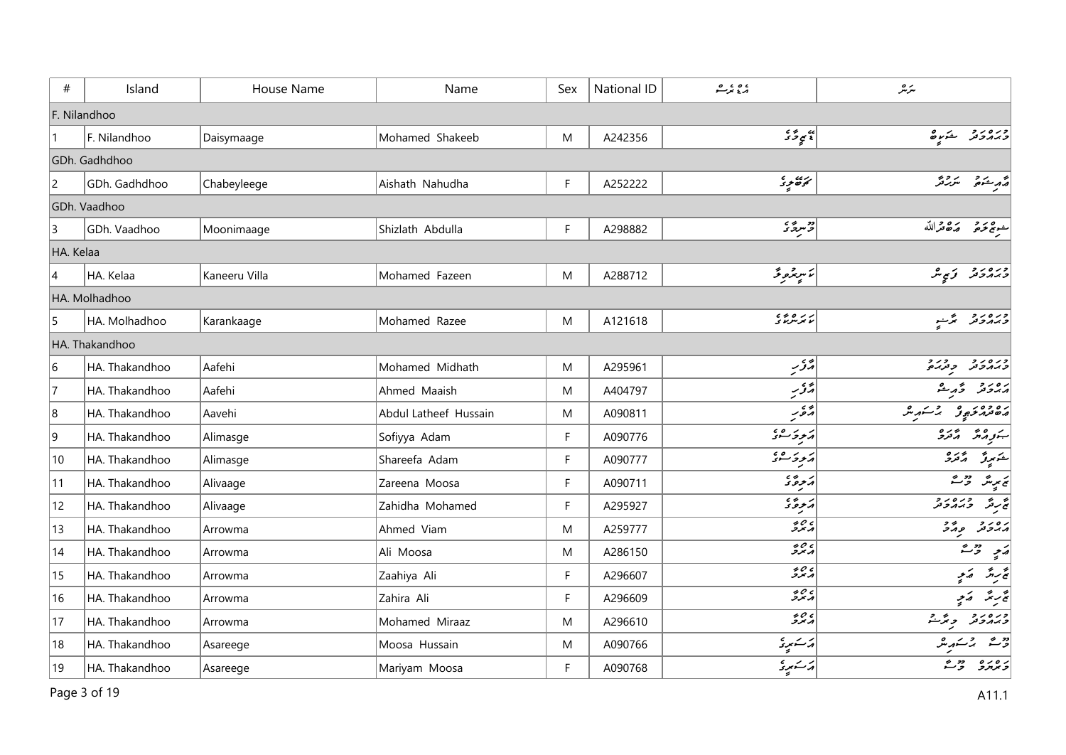| # | Island | House Name | Name | Sex | National ID | ގެއެގެ ނަން | ނަން |
|---|---|---|---|---|---|---|---|
| F. Nilandhoo | | | | | | | |
| 1 | F. Nilandhoo | Daisymaage | Mohamed Shakeeb | M | A242356 | ޑޭޒީމާގެ | މުހައްމަދު ޝަކީބު |
| GDh. Gadhdhoo | | | | | | | |
| 2 | GDh. Gadhdhoo | Chabeyleege | Aishath Nahudha | F | A252222 | ޗަބޭލީގެ | އާއިޝަތު ނަހުދާ |
| GDh. Vaadhoo | | | | | | | |
| 3 | GDh. Vaadhoo | Moonimaage | Shizlath Abdulla | F | A298882 | މޫނިމާގެ | ޝިޒްލަތު އަބްދުﷲ |
| HA. Kelaa | | | | | | | |
| 4 | HA. Kelaa | Kaneeru Villa | Mohamed Fazeen | M | A288712 | ކަނީރުވިލާ | މުހައްމަދު ފަޒީން |
| HA. Molhadhoo | | | | | | | |
| 5 | HA. Molhadhoo | Karankaage | Mohamed Razee | M | A121618 | ކަރަންކާގެ | މުހައްމަދު ރާޒީ |
| HA. Thakandhoo | | | | | | | |
| 6 | HA. Thakandhoo | Aafehi | Mohamed Midhath | M | A295961 | އާފެހި | މުހައްމަދު މިދުހަތު |
| 7 | HA. Thakandhoo | Aafehi | Ahmed Maaish | M | A404797 | އާފެހި | އަހްމަދު މާއިޝް |
| 8 | HA. Thakandhoo | Aavehi | Abdul Latheef Hussain | M | A090811 | އާވެހި | އަބްދުލްލަތީފް ހުސައިން |
| 9 | HA. Thakandhoo | Alimasge | Sofiyya Adam | F | A090776 | އަލިމަސްގެ | ސޯފިއްޔާ އާދަމް |
| 10 | HA. Thakandhoo | Alimasge | Shareefa Adam | F | A090777 | އަލިމަސްގެ | ޝަރީފާ އާދަމް |
| 11 | HA. Thakandhoo | Alivaage | Zareena Moosa | F | A090711 | އަލިވާގެ | ޒަރީނާ މޫސާ |
| 12 | HA. Thakandhoo | Alivaage | Zahidha Mohamed | F | A295927 | އަލިވާގެ | ޒާހިދާ މުހައްމަދު |
| 13 | HA. Thakandhoo | Arrowma | Ahmed Viam | M | A259777 | އެރޯމާ | އަހްމަދު ވިއާމް |
| 14 | HA. Thakandhoo | Arrowma | Ali Moosa | M | A286150 | އެރޯމާ | އަލި މޫސާ |
| 15 | HA. Thakandhoo | Arrowma | Zaahiya Ali | F | A296607 | އެރޯމާ | ޒާހިޔާ އަލި |
| 16 | HA. Thakandhoo | Arrowma | Zahira Ali | F | A296609 | އެރޯމާ | ޒާހިރާ އަލި |
| 17 | HA. Thakandhoo | Arrowma | Mohamed Miraaz | M | A296610 | އެރޯމާ | މުހައްމަދު މިރާޒް |
| 18 | HA. Thakandhoo | Asareege | Moosa Hussain | M | A090766 | އަސަރީގެ | މޫސާ ހުސައިން |
| 19 | HA. Thakandhoo | Asareege | Mariyam Moosa | F | A090768 | އަސަރީގެ | މަރިޔަމް މޫސާ |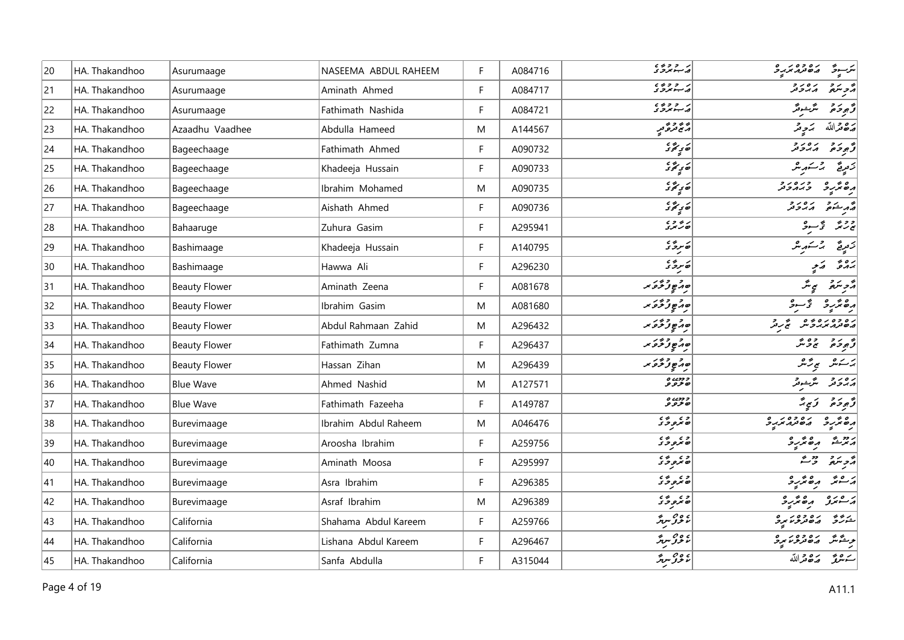| 20 | HA. Thakandhoo | Asurumaage | NASEEMA ABDUL RAHEEM | F | A084716 | އަސުރުމާގެ | ނަސީމާ އަބްދުއްރަޙީމް |
|---|---|---|---|---|---|---|---|
| 21 | HA. Thakandhoo | Asurumaage | Aminath Ahmed | F | A084717 | އަސުރުމާގެ | އާމިނަތު އަޙްމަދު |
| 22 | HA. Thakandhoo | Asurumaage | Fathimath Nashida | F | A084721 | އަސުރުމާގެ | ފާތިމަތު ނާޝިދާ |
| 23 | HA. Thakandhoo | Azaadhu Vaadhee | Abdulla Hameed | M | A144567 | އާޒާދުވާދީ | އަބްދުﷲ ޙަމީދު |
| 24 | HA. Thakandhoo | Bageechaage | Fathimath Ahmed | F | A090732 | ބަގީޗާގެ | ފާތިމަތު އަޙްމަދު |
| 25 | HA. Thakandhoo | Bageechaage | Khadeeja Hussain | F | A090733 | ބަގީޗާގެ | ޚަދީޖާ ޙުސައިން |
| 26 | HA. Thakandhoo | Bageechaage | Ibrahim Mohamed | M | A090735 | ބަގީޗާގެ | އިބްރާހީމް މުޙައްމަދު |
| 27 | HA. Thakandhoo | Bageechaage | Aishath Ahmed | F | A090736 | ބަގީޗާގެ | އާއިޝަތު އަޙްމަދު |
| 28 | HA. Thakandhoo | Bahaaruge | Zuhura Gasim | F | A295941 | ބަހާރުގެ | ޒުހުރާ ޤާސިމް |
| 29 | HA. Thakandhoo | Bashimaage | Khadeeja Hussain | F | A140795 | ބަށިމާގެ | ޚަދީޖާ ޙުސައިން |
| 30 | HA. Thakandhoo | Bashimaage | Hawwa Ali | F | A296230 | ބަށިމާގެ | ޙައްވާ އަލި |
| 31 | HA. Thakandhoo | Beauty Flower | Aminath Zeena | F | A081678 | ބިއުޓީފްލާވަރ | އާމިނަތު ޒީނާ |
| 32 | HA. Thakandhoo | Beauty Flower | Ibrahim Gasim | M | A081680 | ބިއުޓީފްލާވަރ | އިބްރާހީމް ޤާސިމް |
| 33 | HA. Thakandhoo | Beauty Flower | Abdul Rahmaan Zahid | M | A296432 | ބިއުޓީފްލާވަރ | އަބްދުއްރަޙްމާން ޒާހިދު |
| 34 | HA. Thakandhoo | Beauty Flower | Fathimath Zumna | F | A296437 | ބިއުޓީފްލާވަރ | ފާތިމަތު ޒުމްނާ |
| 35 | HA. Thakandhoo | Beauty Flower | Hassan Zihan | M | A296439 | ބިއުޓީފްލާވަރ | ޙަސަން ޒިހާން |
| 36 | HA. Thakandhoo | Blue Wave | Ahmed Nashid | M | A127571 | ބުލޫވޭވް | އަޙްމަދު ނާޝިދު |
| 37 | HA. Thakandhoo | Blue Wave | Fathimath Fazeeha | F | A149787 | ބުލޫވޭވް | ފާތިމަތު ފަޟީޙާ |
| 38 | HA. Thakandhoo | Burevimaage | Ibrahim Abdul Raheem | M | A046476 | ބުރެވިމާގެ | އިބްރާހީމް އަބްދުއްރަޙީމް |
| 39 | HA. Thakandhoo | Burevimaage | Aroosha Ibrahim | F | A259756 | ބުރެވިމާގެ | އަރޫޝާ އިބްރާހީމް |
| 40 | HA. Thakandhoo | Burevimaage | Aminath Moosa | F | A295997 | ބުރެވިމާގެ | އާމިނަތު މޫސާ |
| 41 | HA. Thakandhoo | Burevimaage | Asra Ibrahim | F | A296385 | ބުރެވިމާގެ | އަސްރާ އިބްރާހީމް |
| 42 | HA. Thakandhoo | Burevimaage | Asraf Ibrahim | M | A296389 | ބުރެވިމާގެ | އަސްރަފް އިބްރާހީމް |
| 43 | HA. Thakandhoo | California | Shahama Abdul Kareem | F | A259766 | ކެލިފޯނިއާ | ޝަހާމާ އަބްދުލްކަރީމް |
| 44 | HA. Thakandhoo | California | Lishana Abdul Kareem | F | A296467 | ކެލިފޯނިއާ | ލިޝާނާ އަބްދުލްކަރީމް |
| 45 | HA. Thakandhoo | California | Sanfa Abdulla | F | A315044 | ކެލިފޯނިއާ | ސަންފާ އަބްދުﷲ |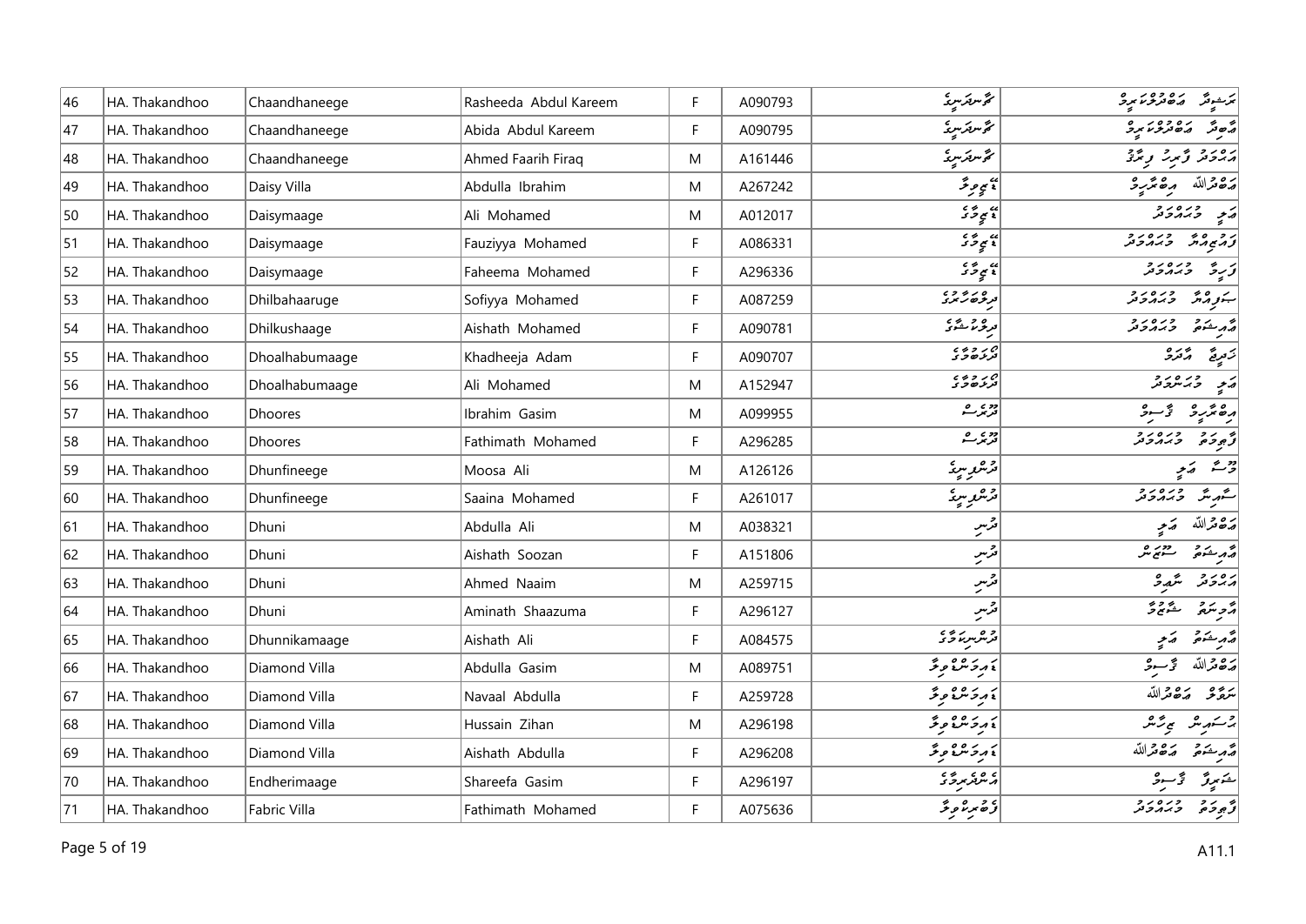| 46 | HA. Thakandhoo | Chaandhaneege | Rasheeda Abdul Kareem | F | A090793 | ޗާންދަނީގެ | ރަޝީދާ އަބްދުލްކަރީމް |
|---|---|---|---|---|---|---|---|
| 47 | HA. Thakandhoo | Chaandhaneege | Abida Abdul Kareem | F | A090795 | ޗާންދަނީގެ | އާބިދާ އަބްދުލްކަރީމް |
| 48 | HA. Thakandhoo | Chaandhaneege | Ahmed Faarih Firaq | M | A161446 | ޗާންދަނީގެ | އަޙްމަދު ފާރިހް ފިރާޤް |
| 49 | HA. Thakandhoo | Daisy Villa | Abdulla Ibrahim | M | A267242 | ޑެއިޒީވިލާ | އަބްދުﷲ އިބްރާހީމް |
| 50 | HA. Thakandhoo | Daisymaage | Ali Mohamed | M | A012017 | ޑެއިޒީމާގެ | އަލި މުޙައްމަދު |
| 51 | HA. Thakandhoo | Daisymaage | Fauziyya Mohamed | F | A086331 | ޑެއިޒީމާގެ | ފައުޒިއްޔާ މުޙައްމަދު |
| 52 | HA. Thakandhoo | Daisymaage | Faheema Mohamed | F | A296336 | ޑެއިޒީމާގެ | ފަހީމާ މުޙައްމަދު |
| 53 | HA. Thakandhoo | Dhilbahaaruge | Sofiyya Mohamed | F | A087259 | ދިލްބަހާރުގެ | ސަފިއްޔާ މުޙައްމަދު |
| 54 | HA. Thakandhoo | Dhilkushaage | Aishath Mohamed | F | A090781 | ދިލްކުށާގެ | އާއިޝަތު މުޙައްމަދު |
| 55 | HA. Thakandhoo | Dhoalhabumaage | Khadheeja Adam | F | A090707 | ދޯޅަބުމާގެ | ޚަދީޖާ އާދަމް |
| 56 | HA. Thakandhoo | Dhoalhabumaage | Ali Mohamed | M | A152947 | ދޯޅަބުމާގެ | އަލި މުހަންމަދު |
| 57 | HA. Thakandhoo | Dhoores | Ibrahim Gasim | M | A099955 | ދޫރެސް | އިބްރާހީމް ޤާސިމް |
| 58 | HA. Thakandhoo | Dhoores | Fathimath Mohamed | F | A296285 | ދޫރެސް | ފާތިމަތު މުޙައްމަދު |
| 59 | HA. Thakandhoo | Dhunfineege | Moosa Ali | M | A126126 | ދުންފިނީގެ | މޫސާ އަލި |
| 60 | HA. Thakandhoo | Dhunfineege | Saaina Mohamed | F | A261017 | ދުންފިނީގެ | ސާއިނާ މުޙައްމަދު |
| 61 | HA. Thakandhoo | Dhuni | Abdulla Ali | M | A038321 | ދުނި | އަބްދުﷲ އަލި |
| 62 | HA. Thakandhoo | Dhuni | Aishath Soozan | F | A151806 | ދުނި | އާއިޝަތު ސޫޒަން |
| 63 | HA. Thakandhoo | Dhuni | Ahmed Naaim | M | A259715 | ދުނި | އަޙްމަދު ނާއިމް |
| 64 | HA. Thakandhoo | Dhuni | Aminath Shaazuma | F | A296127 | ދުނި | އާމިނަތު ޝާޒުމާ |
| 65 | HA. Thakandhoo | Dhunnikamaage | Aishath Ali | F | A084575 | ދުންނިކަމާގެ | އާއިޝަތު އަލި |
| 66 | HA. Thakandhoo | Diamond Villa | Abdulla Gasim | M | A089751 | ޑައިމަންޑްވިލާ | އަބްދުﷲ ޤާސިމް |
| 67 | HA. Thakandhoo | Diamond Villa | Navaal Abdulla | F | A259728 | ޑައިމަންޑްވިލާ | ނަވާލް އަބްދުﷲ |
| 68 | HA. Thakandhoo | Diamond Villa | Hussain Zihan | M | A296198 | ޑައިމަންޑްވިލާ | ހުސައިން ޒިހާން |
| 69 | HA. Thakandhoo | Diamond Villa | Aishath Abdulla | F | A296208 | ޑައިމަންޑްވިލާ | އާއިޝަތު އަބްދުﷲ |
| 70 | HA. Thakandhoo | Endherimaage | Shareefa Gasim | F | A296197 | އެންދެރިމާގެ | ޝަރީފާ ޤާސިމް |
| 71 | HA. Thakandhoo | Fabric Villa | Fathimath Mohamed | F | A075636 | ފެބްރިކްވިލާ | ފާތިމަތު މުޙައްމަދު |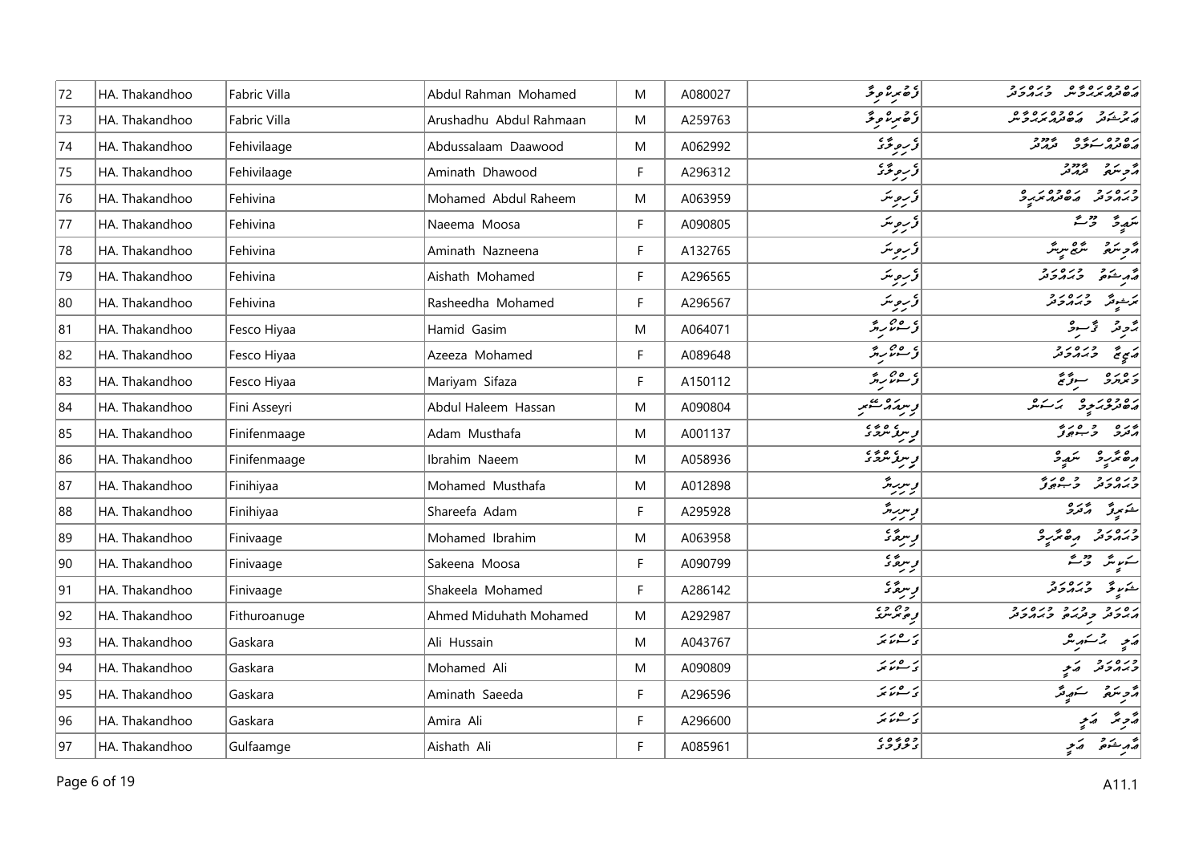| 72 | HA. Thakandhoo | Fabric Villa | Abdul Rahman Mohamed | M | A080027 | ؤھبرڪ وِلا | ﻋَﺒْﺪُﺍﻟﺮَّﺣْﻤَﺎﻥ ﻣُﺤَﻤَّﺪ |
|---|---|---|---|---|---|---|---|
| 73 | HA. Thakandhoo | Fabric Villa | Arushadhu Abdul Rahmaan | M | A259763 | ؤھبرڪ وِلا | އަރުޝަދު އަބްދުއްރަޙްމާން |
| 74 | HA. Thakandhoo | Fehivilaage | Abdussalaam Daawood | M | A062992 | ފެހިވިލާގެ | އަބްދުއްސަލާމް ދާއޫދު |
| 75 | HA. Thakandhoo | Fehivilaage | Aminath Dhawood | F | A296312 | ފެހިވިލާގެ | އާމިނަތު ދާއޫދު |
| 76 | HA. Thakandhoo | Fehivina | Mohamed Abdul Raheem | M | A063959 | ފެހިވިނަ | މުޙައްމަދު އަބްދުއްރަޙީމް |
| 77 | HA. Thakandhoo | Fehivina | Naeema Moosa | F | A090805 | ފެހިވިނަ | ނައީމާ މޫސާ |
| 78 | HA. Thakandhoo | Fehivina | Aminath Nazneena | F | A132765 | ފެހިވިނަ | އާމިނަތު ނާޒްނީނާ |
| 79 | HA. Thakandhoo | Fehivina | Aishath Mohamed | F | A296565 | ފެހިވިނަ | އާއިޝަތު މުޙައްމަދު |
| 80 | HA. Thakandhoo | Fehivina | Rasheedha Mohamed | F | A296567 | ފެހިވިނަ | ރަޝީދާ މުޙައްމަދު |
| 81 | HA. Thakandhoo | Fesco Hiyaa | Hamid Gasim | M | A064071 | ފެސްކޯހިޔާ | ހާމިދު ޤާސިމް |
| 82 | HA. Thakandhoo | Fesco Hiyaa | Azeeza Mohamed | F | A089648 | ފެސްކޯހިޔާ | އަޒީޒާ މުޙައްމަދު |
| 83 | HA. Thakandhoo | Fesco Hiyaa | Mariyam Sifaza | F | A150112 | ފެސްކޯހިޔާ | މަރިޔަމް ސިފާޒާ |
| 84 | HA. Thakandhoo | Fini Asseyri | Abdul Haleem Hassan | M | A090804 | ފިނިއައްސޭރި | އަބްދުލްޙަލީމް ޙަސަން |
| 85 | HA. Thakandhoo | Finifenmaage | Adam Musthafa | M | A001137 | ފިނިފެންމާގެ | އާދަމް މުސްތަފާ |
| 86 | HA. Thakandhoo | Finifenmaage | Ibrahim Naeem | M | A058936 | ފިނިފެންމާގެ | އިބްރާހީމް ނައީމް |
| 87 | HA. Thakandhoo | Finihiyaa | Mohamed Musthafa | M | A012898 | ފިނިހިޔާ | މުޙައްމަދު މުސްތަފާ |
| 88 | HA. Thakandhoo | Finihiyaa | Shareefa Adam | F | A295928 | ފިނިހިޔާ | ޝަރީފާ އާދަމް |
| 89 | HA. Thakandhoo | Finivaage | Mohamed Ibrahim | M | A063958 | ފިނިވާގެ | މުޙައްމަދު އިބްރާހީމް |
| 90 | HA. Thakandhoo | Finivaage | Sakeena Moosa | F | A090799 | ފިނިވާގެ | ސަކީނާ މޫސާ |
| 91 | HA. Thakandhoo | Finivaage | Shakeela Mohamed | F | A286142 | ފިނިވާގެ | ޝަކީލާ މުޙައްމަދު |
| 92 | HA. Thakandhoo | Fithuroanuge | Ahmed Miduhath Mohamed | M | A292987 | ފިތުރޯނުގެ | އަޙްމަދު މިދުޙަތު މުޙައްމަދު |
| 93 | HA. Thakandhoo | Gaskara | Ali Hussain | M | A043767 | ގަސްކަރަ | އަލި ޙުސައިން |
| 94 | HA. Thakandhoo | Gaskara | Mohamed Ali | M | A090809 | ގަސްކަރަ | މުޙައްމަދު އަލި |
| 95 | HA. Thakandhoo | Gaskara | Aminath Saeeda | F | A296596 | ގަސްކަރަ | އާމިނަތު ސައީދާ |
| 96 | HA. Thakandhoo | Gaskara | Amira Ali | F | A296600 | ގަސްކަރަ | އާމިރާ އަލި |
| 97 | HA. Thakandhoo | Gulfaamge | Aishath Ali | F | A085961 | ގުލްފާމްގެ | އާއިޝަތު އަލި |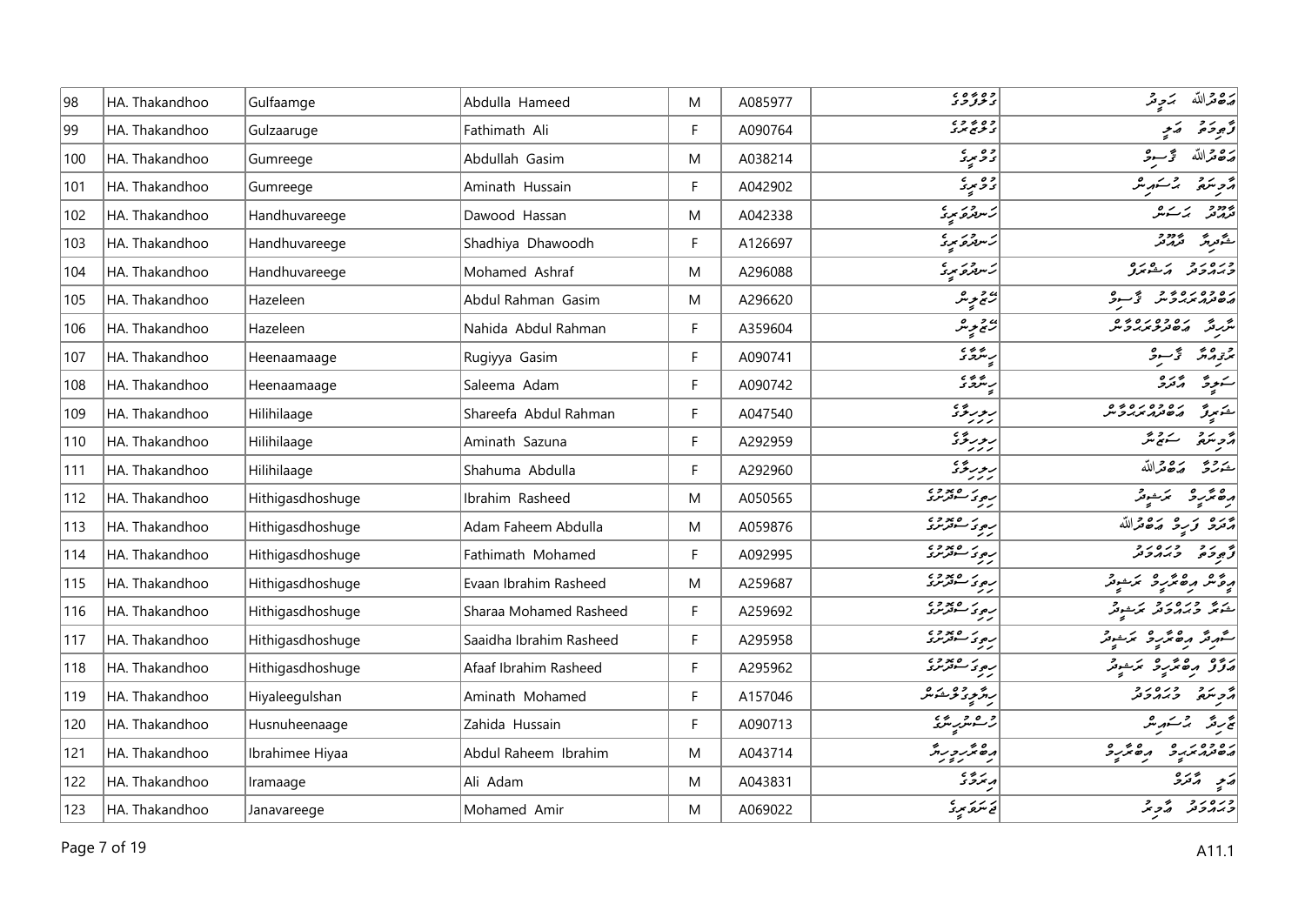| 98 | HA. Thakandhoo | Gulfaamge | Abdulla Hameed | M | A085977 | ގުލްފާމްގެ | އަބްދުﷲ ހަމީދު |
|---|---|---|---|---|---|---|---|
| 99 | HA. Thakandhoo | Gulzaaruge | Fathimath Ali | F | A090764 | ގުލްޒާރުގެ | ފާތިމަތު އަލި |
| 100 | HA. Thakandhoo | Gumreege | Abdullah Gasim | M | A038214 | ގުމްރީގެ | އަބްދުﷲ ގާސިމް |
| 101 | HA. Thakandhoo | Gumreege | Aminath Hussain | F | A042902 | ގުމްރީގެ | އާމިނަތު ހުސައިން |
| 102 | HA. Thakandhoo | Handhuvareege | Dawood Hassan | M | A042338 | ހަނދުވަރީގެ | ދާއޫދު ހަސަން |
| 103 | HA. Thakandhoo | Handhuvareege | Shadhiya Dhawoodh | F | A126697 | ހަނދުވަރީގެ | ޝާދިޔާ ދާއޫދު |
| 104 | HA. Thakandhoo | Handhuvareege | Mohamed Ashraf | M | A296088 | ހަނދުވަރީގެ | މުޙައްމަދު އަޝްރަފް |
| 105 | HA. Thakandhoo | Hazeleen | Abdul Rahman Gasim | M | A296620 | ހޭޒެލީން | އަބްދުއްރަޙްމާން ގާސިމް |
| 106 | HA. Thakandhoo | Hazeleen | Nahida Abdul Rahman | F | A359604 | ހޭޒެލީން | ނާހިދާ އަބްދުއްރަޙްމާން |
| 107 | HA. Thakandhoo | Heenaamaage | Rugiyya Gasim | F | A090741 | ހީނާމާގެ | ރުގިއްޔާ ގާސިމް |
| 108 | HA. Thakandhoo | Heenaamaage | Saleema Adam | F | A090742 | ހީނާމާގެ | ސަލީމާ އާދަމް |
| 109 | HA. Thakandhoo | Hilihilaage | Shareefa Abdul Rahman | F | A047540 | ހިލިހިލާގެ | ޝަރީފާ އަބްދުއްރަޙްމާން |
| 110 | HA. Thakandhoo | Hilihilaage | Aminath Sazuna | F | A292959 | ހިލިހިލާގެ | އާމިނަތު ސަޒުނާ |
| 111 | HA. Thakandhoo | Hilihilaage | Shahuma Abdulla | F | A292960 | ހިލިހިލާގެ | ޝަހުމާ އަބްދުﷲ |
| 112 | HA. Thakandhoo | Hithigasdhoshuge | Ibrahim Rasheed | M | A050565 | ހިތިގަސްދޮށުގެ | އިބްރާހިމް ރަޝީދު |
| 113 | HA. Thakandhoo | Hithigasdhoshuge | Adam Faheem Abdulla | M | A059876 | ހިތިގަސްދޮށުގެ | އާދަމް ފަހީމް އަބްދުﷲ |
| 114 | HA. Thakandhoo | Hithigasdhoshuge | Fathimath Mohamed | F | A092995 | ހިތިގަސްދޮށުގެ | ފާތިމަތު މުޙައްމަދު |
| 115 | HA. Thakandhoo | Hithigasdhoshuge | Evaan Ibrahim Rasheed | M | A259687 | ހިތިގަސްދޮށުގެ | އިވާން އިބްރާހިމް ރަޝީދު |
| 116 | HA. Thakandhoo | Hithigasdhoshuge | Sharaa Mohamed Rasheed | F | A259692 | ހިތިގަސްދޮށުގެ | ޝަރާ މުޙައްމަދު ރަޝީދު |
| 117 | HA. Thakandhoo | Hithigasdhoshuge | Saaidha Ibrahim Rasheed | F | A295958 | ހިތިގަސްދޮށުގެ | ސާއިދާ އިބްރާހިމް ރަޝީދު |
| 118 | HA. Thakandhoo | Hithigasdhoshuge | Afaaf Ibrahim Rasheed | F | A295962 | ހިތިގަސްދޮށުގެ | އަފާފް އިބްރާހިމް ރަޝީދު |
| 119 | HA. Thakandhoo | Hiyaleegulshan | Aminath Mohamed | F | A157046 | ހިޔާލީގުލްޝަން | އާމިނަތު މުޙައްމަދު |
| 120 | HA. Thakandhoo | Husnuheenaage | Zahida Hussain | F | A090713 | ހުސްނުހީނާގެ | ޒާހިދާ ހުސައިން |
| 121 | HA. Thakandhoo | Ibrahimee Hiyaa | Abdul Raheem Ibrahim | M | A043714 | އިބްރާހިމީ ހިޔާ | އަބްދުއްރަޙީމް އިބްރާހިމް |
| 122 | HA. Thakandhoo | Iramaage | Ali Adam | M | A043831 | އިރަމާގެ | އަލި އާދަމް |
| 123 | HA. Thakandhoo | Janavareege | Mohamed Amir | M | A069022 | ޖަނަވަރީގެ | މުޙައްމަދު އާމިރު |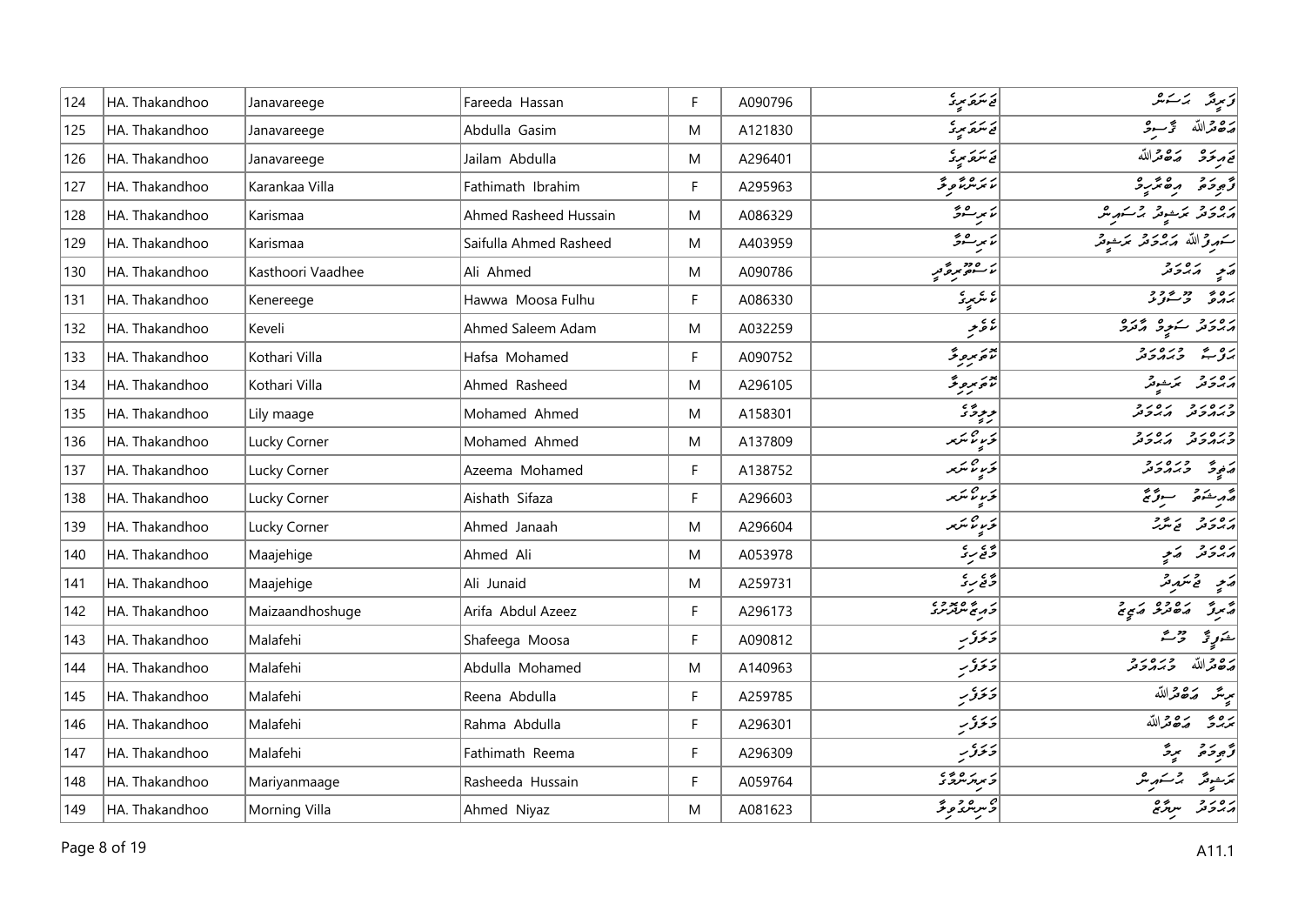| 124 | HA. Thakandhoo | Janavareege | Fareeda Hassan | F | A090796 | ځ سَرَوَ سِرِ ءِ | وَ سِرِ دَ بَرْسَۃ سْ |
|---|---|---|---|---|---|---|---|
| 125 | HA. Thakandhoo | Janavareege | Abdulla Gasim | M | A121830 | ځ سَرَوَ سِرِ ءِ | رَ ڞْ قْرُ اللّه تَ سِرْ وْ |
| 126 | HA. Thakandhoo | Janavareege | Jailam Abdulla | M | A296401 | ځ سَرَوَ سِرِ ءِ | ځَ مِرِ وَ وْ رَ ڞْ قْرُ اللّه |
| 127 | HA. Thakandhoo | Karankaa Villa | Fathimath Ibrahim | F | A295963 | ئَ سَرَ سْ سُرَ ءَ وِ ءَ | ءُ ّ جِ وَ ءَ رِ ڞْ ءَ رِ ءَ |
| 128 | HA. Thakandhoo | Karismaa | Ahmed Rasheed Hussain | M | A086329 | ئَ سِرِ سْ وُ ءَ | رَ ءِ ءَ وَ رَ سْ بِرَ ءِ رَ ءِ |
| 129 | HA. Thakandhoo | Karismaa | Saifulla Ahmed Rasheed | M | A403959 | ئَ سِرِ سْ وُ ءَ | سْ ءَ ءِ وُ اللّه رَ ءِ ءَ وَ رَ سْ بِرَ ءِ |
| 130 | HA. Thakandhoo | Kasthoori Vaadhee | Ali Ahmed | M | A090786 | ئَ سْ ءِ ءُ سِرِ ءَ ءِ | ءَ ءِ ءَ ءِ ءَ وَ |
| 131 | HA. Thakandhoo | Kenereege | Hawwa Moosa Fulhu | F | A086330 | ئَ سْ سِرِ ءِ | رَ ءِ ءَ ءُ سْ وُ ءُ |
| 132 | HA. Thakandhoo | Keveli | Ahmed Saleem Adam | M | A032259 | ئَ ءَ ءِ | رَ ءِ ءَ وَ سَ ءِ وَ ءَ ءَ وَ |
| 133 | HA. Thakandhoo | Kothari Villa | Hafsa Mohamed | F | A090752 | ئُ ءَ سِرِ وِ ءَ | رَ وْ سْ ءَ وُ رَ ءَ وَ ءِ |
| 134 | HA. Thakandhoo | Kothari Villa | Ahmed Rasheed | M | A296105 | ئُ ءَ سِرِ وِ ءَ | رَ ءِ ءَ وَ رَ سْ بِرَ ءِ |
| 135 | HA. Thakandhoo | Lily maage | Mohamed Ahmed | M | A158301 | ءِ ءِ ءَ ءِ | وُ رَ ءَ وَ ءِ رَ ءِ ءَ وَ |
| 136 | HA. Thakandhoo | Lucky Corner | Mohamed Ahmed | M | A137809 | ءَ سِرِ ءَ سْ سَرَ | وُ رَ ءَ وَ ءِ رَ ءِ ءَ وَ |
| 137 | HA. Thakandhoo | Lucky Corner | Azeema Mohamed | F | A138752 | ءَ سِرِ ءَ سْ سَرَ | رَ ءِ ءَ وُ رَ ءَ وَ ءِ |
| 138 | HA. Thakandhoo | Lucky Corner | Aishath Sifaza | F | A296603 | ءَ سِرِ ءَ سْ سَرَ | ءَ ءِ سْ ءَ وْ سِ وَ ءَ |
| 139 | HA. Thakandhoo | Lucky Corner | Ahmed Janaah | M | A296604 | ءَ سِرِ ءَ سْ سَرَ | رَ ءِ ءَ وَ ءَ سَ ءَ |
| 140 | HA. Thakandhoo | Maajehige | Ahmed Ali | M | A053978 | ءَ ءَ سِرِ ءِ | رَ ءِ ءَ وَ ءَ ءِ |
| 141 | HA. Thakandhoo | Maajehige | Ali Junaid | M | A259731 | ءَ ءَ سِرِ ءِ | ءَ ءِ ءُ سَرَ ءِ ءَ |
| 142 | HA. Thakandhoo | Maizaandhoshuge | Arifa Abdul Azeez | F | A296173 | ءَ ءِ ءَ سْ ءَ سْ ءُ ءِ | ءَ سِرِ ءَ رَ ڞْ ءُ ءَ ءَ ءِ ءِ |
| 143 | HA. Thakandhoo | Malafehi | Shafeega Moosa | F | A090812 | ءَ ءَ ءَ سِرِ | سْ ءَ وِ ءَ ءُ سْ |
| 144 | HA. Thakandhoo | Malafehi | Abdulla Mohamed | M | A140963 | ءَ ءَ ءَ سِرِ | رَ ڞْ قْرُ اللّه وُ رَ ءَ وَ ءِ |
| 145 | HA. Thakandhoo | Malafehi | Reena Abdulla | F | A259785 | ءَ ءَ ءَ سِرِ | سِرِ سْ رَ ڞْ قْرُ اللّه |
| 146 | HA. Thakandhoo | Malafehi | Rahma Abdulla | F | A296301 | ءَ ءَ ءَ سِرِ | رَ ءِ ءَ رَ ڞْ قْرُ اللّه |
| 147 | HA. Thakandhoo | Malafehi | Fathimath Reema | F | A296309 | ءَ ءَ ءَ سِرِ | ءُ ّ جِ وَ ءَ سِرِ ءَ |
| 148 | HA. Thakandhoo | Mariyanmaage | Rasheeda Hussain | F | A059764 | ءَ سِرِ سْ سْ ءَ ءِ | رَ سْ بِرَ ءَ رَ ءِ سَ سْ |
| 149 | HA. Thakandhoo | Morning Villa | Ahmed Niyaz | M | A081623 | ءُ سِرِ سْ ءِ وِ ءَ | رَ ءِ ءَ وَ سِرِ ءَ ءَ |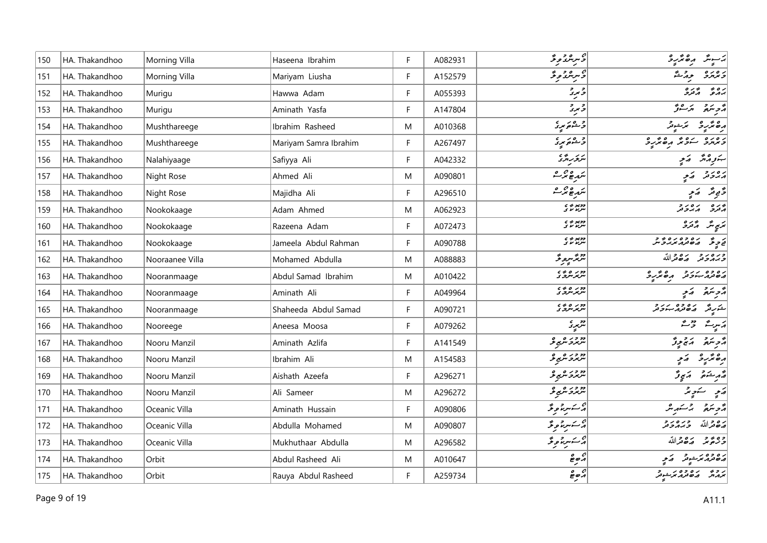| 150 | HA. Thakandhoo | Morning Villa | Haseena Ibrahim | F | A082931 | މޯނިންގްވިލާ | ހަސީނާ އިބްރާހީމް |
|---|---|---|---|---|---|---|---|
| 151 | HA. Thakandhoo | Morning Villa | Mariyam Liusha | F | A152579 | މޯނިންގްވިލާ | މަރިޔަމް ލިއުޝާ |
| 152 | HA. Thakandhoo | Murigu | Hawwa Adam | F | A055393 | މުރިގު | ހައްވާ އާދަމް |
| 153 | HA. Thakandhoo | Murigu | Aminath Yasfa | F | A147804 | މުރިގު | އާމިނަތު ޔަސްފާ |
| 154 | HA. Thakandhoo | Mushthareege | Ibrahim Rasheed | M | A010368 | މުށްތަރީގެ | އިބްރާހީމް ރަޝީދު |
| 155 | HA. Thakandhoo | Mushthareege | Mariyam Samra Ibrahim | F | A267497 | މުށްތަރީގެ | މަރިޔަމް ސަމްރާ އިބްރާހީމް |
| 156 | HA. Thakandhoo | Nalahiyaage | Safiyya Ali | F | A042332 | ނަލަހިޔާގެ | ސަފިއްޔާ އަލީ |
| 157 | HA. Thakandhoo | Night Rose | Ahmed Ali | M | A090801 | ނައިޓްރޯސް | އަހުމަދު އަލީ |
| 158 | HA. Thakandhoo | Night Rose | Majidha Ali | F | A296510 | ނައިޓްރޯސް | މާޖިދާ އަލީ |
| 159 | HA. Thakandhoo | Nookokaage | Adam Ahmed | M | A062923 | ނޫކޯކާގެ | އާދަމް އަހުމަދު |
| 160 | HA. Thakandhoo | Nookokaage | Razeena Adam | F | A072473 | ނޫކޯކާގެ | ރަޒީނާ އާދަމް |
| 161 | HA. Thakandhoo | Nookokaage | Jameela Abdul Rahman | F | A090788 | ނޫކޯކާގެ | ޖަމީލާ އަބްދުއްރަޙްމާން |
| 162 | HA. Thakandhoo | Nooraanee Villa | Mohamed Abdulla | M | A088883 | ނޫރާނީވިލާ | މުޙައްމަދު އަބްދުﷲ |
| 163 | HA. Thakandhoo | Nooranmaage | Abdul Samad Ibrahim | M | A010422 | ނޫރަންމާގެ | އަބްދުއްސަމަދު އިބްރާހީމް |
| 164 | HA. Thakandhoo | Nooranmaage | Aminath Ali | F | A049964 | ނޫރަންމާގެ | އާމިނަތު އަލީ |
| 165 | HA. Thakandhoo | Nooranmaage | Shaheeda Abdul Samad | F | A090721 | ނޫރަންމާގެ | ޝަހީދާ އަބްދުއްސަމަދު |
| 166 | HA. Thakandhoo | Nooreege | Aneesa Moosa | F | A079262 | ނޫރީގެ | އަނީސާ މޫސާ |
| 167 | HA. Thakandhoo | Nooru Manzil | Aminath Azlifa | F | A141549 | ނޫރުމަންޒިލް | އާމިނަތު އަޒްލީފާ |
| 168 | HA. Thakandhoo | Nooru Manzil | Ibrahim Ali | M | A154583 | ނޫރުމަންޒިލް | އިބްރާހީމް އަލީ |
| 169 | HA. Thakandhoo | Nooru Manzil | Aishath Azeefa | F | A296271 | ނޫރުމަންޒިލް | އައިޝަތު އަޒީފާ |
| 170 | HA. Thakandhoo | Nooru Manzil | Ali Sameer | M | A296272 | ނޫރުމަންޒިލް | އަލީ ސަމީރު |
| 171 | HA. Thakandhoo | Oceanic Villa | Aminath Hussain | F | A090806 | އޯޝަނިކްވިލާ | އާމިނަތު ހުސައިން |
| 172 | HA. Thakandhoo | Oceanic Villa | Abdulla Mohamed | M | A090807 | އޯޝަނިކްވިލާ | އަބްދުﷲ މުޙައްމަދު |
| 173 | HA. Thakandhoo | Oceanic Villa | Mukhuthaar Abdulla | M | A296582 | އޯޝަނިކްވިލާ | މުޚްތާރު އަބްދުﷲ |
| 174 | HA. Thakandhoo | Orbit | Abdul Rasheed Ali | M | A010647 | އޯބިޓް | އަބްދުއްރަޝީދު އަލީ |
| 175 | HA. Thakandhoo | Orbit | Rauya Abdul Rasheed | F | A259734 | އޯބިޓް | ރައުޔާ އަބްދުއްރަޝީދު |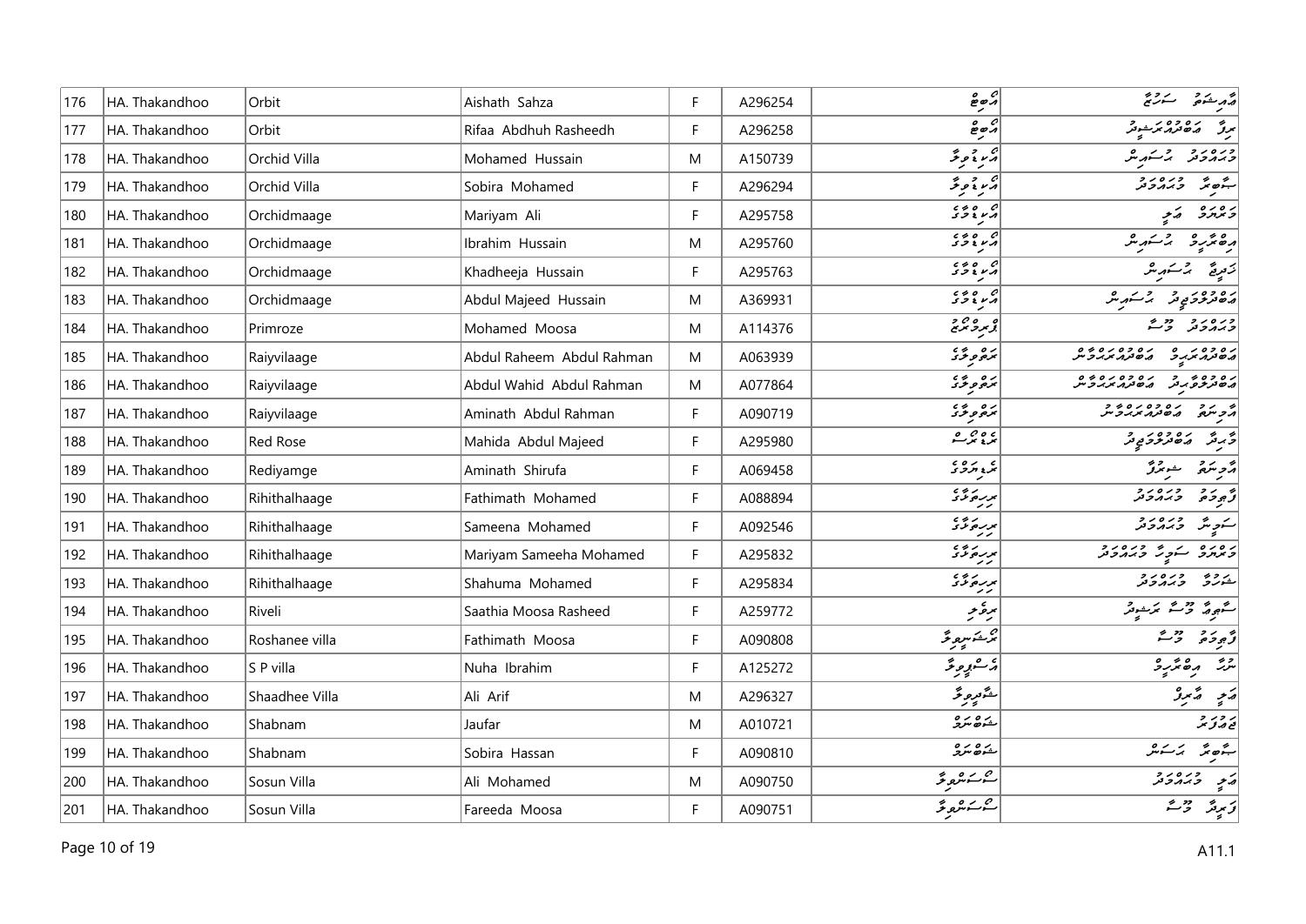| 176 | HA. Thakandhoo | Orbit | Aishath Sahza | F | A296254 | އޯބިޓް | އައިޝަތު ސަހްޒާ |
|---|---|---|---|---|---|---|---|
| 177 | HA. Thakandhoo | Orbit | Rifaa Abdhuh Rasheedh | F | A296258 | އޯބިޓް | ރިފާ އަބްދުއްރަޝީދު |
| 178 | HA. Thakandhoo | Orchid Villa | Mohamed Hussain | M | A150739 | އޯކިޑްވިލާ | މުހައްމަދު ހުސައިން |
| 179 | HA. Thakandhoo | Orchid Villa | Sobira Mohamed | F | A296294 | އޯކިޑްވިލާ | ސާބިރާ މުހައްމަދު |
| 180 | HA. Thakandhoo | Orchidmaage | Mariyam Ali | F | A295758 | އޯކިޑްމާގެ | މަރިޔަމް ޢަލީ |
| 181 | HA. Thakandhoo | Orchidmaage | Ibrahim Hussain | M | A295760 | އޯކިޑްމާގެ | އިބްރާހީމް ހުސައިން |
| 182 | HA. Thakandhoo | Orchidmaage | Khadheeja Hussain | F | A295763 | އޯކިޑްމާގެ | ޚަދީޖާ ހުސައިން |
| 183 | HA. Thakandhoo | Orchidmaage | Abdul Majeed Hussain | M | A369931 | އޯކިޑްމާގެ | އަބްދުލްމަޖީދު ހުސައިން |
| 184 | HA. Thakandhoo | Primroze | Mohamed Moosa | M | A114376 |ޕްރިމްރޯޒް | މުހައްމަދު މޫސާ |
| 185 | HA. Thakandhoo | Raiyvilaage | Abdul Raheem Abdul Rahman | M | A063939 | ރެއްވިލާގެ | އަބްދުލްރަޙީމް އަބްދުއްރަޙްމާން |
| 186 | HA. Thakandhoo | Raiyvilaage | Abdul Wahid Abdul Rahman | M | A077864 | ރެއްވިލާގެ | އަބްދުލްވާހިދު އަބްދުއްރަޙްމާން |
| 187 | HA. Thakandhoo | Raiyvilaage | Aminath Abdul Rahman | F | A090719 | ރެއްވިލާގެ | އާމިނަތު އަބްދުއްރަޙްމާން |
| 188 | HA. Thakandhoo | Red Rose | Mahida Abdul Majeed | F | A295980 | ރެޑްރޯޒް | މާހިދާ އަބްދުލްމަޖީދު |
| 189 | HA. Thakandhoo | Rediyamge | Aminath Shirufa | F | A069458 | ރެޑިޔަމްގެ | އާމިނަތު ޝިރުފާ |
| 190 | HA. Thakandhoo | Rihithalhaage | Fathimath Mohamed | F | A088894 | ރިހިތަޅާގެ | ފާތިމަތު މުހައްމަދު |
| 191 | HA. Thakandhoo | Rihithalhaage | Sameena Mohamed | F | A092546 | ރިހިތަޅާގެ | ސަމީނާ މުހައްމަދު |
| 192 | HA. Thakandhoo | Rihithalhaage | Mariyam Sameeha Mohamed | F | A295832 | ރިހިތަޅާގެ | މަރިޔަމް ސަމީހާ މުހައްމަދު |
| 193 | HA. Thakandhoo | Rihithalhaage | Shahuma Mohamed | F | A295834 | ރިހިތަޅާގެ | ޝަހުމާ މުހައްމަދު |
| 194 | HA. Thakandhoo | Riveli | Saathia Moosa Rasheed | F | A259772 | ރިވެލި | ސާތިޢާ މޫސާ ރަޝީދު |
| 195 | HA. Thakandhoo | Roshanee villa | Fathimath Moosa | F | A090808 | ރޮޝަނީވިލާ | ފާތިމަތު މޫސާ |
| 196 | HA. Thakandhoo | S P villa | Nuha Ibrahim | F | A125272 | އެސްޕީވިލާ | ނުހާ އިބްރާހީމް |
| 197 | HA. Thakandhoo | Shaadhee Villa | Ali Arif | M | A296327 | ޝާދީވިލާ | ޢަލީ ޢާރިފު |
| 198 | HA. Thakandhoo | Shabnam | Jaufar | M | A010721 | ޝަބްނަމް | ޖައުފަރު |
| 199 | HA. Thakandhoo | Shabnam | Sobira Hassan | F | A090810 | ޝަބްނަމް | ސާބިރާ ހަސަން |
| 200 | HA. Thakandhoo | Sosun Villa | Ali Mohamed | M | A090750 | ސޯސަންވިލާ | ޢަލީ މުހައްމަދު |
| 201 | HA. Thakandhoo | Sosun Villa | Fareeda Moosa | F | A090751 | ސޯސަންވިލާ | ފަރީދާ މޫސާ |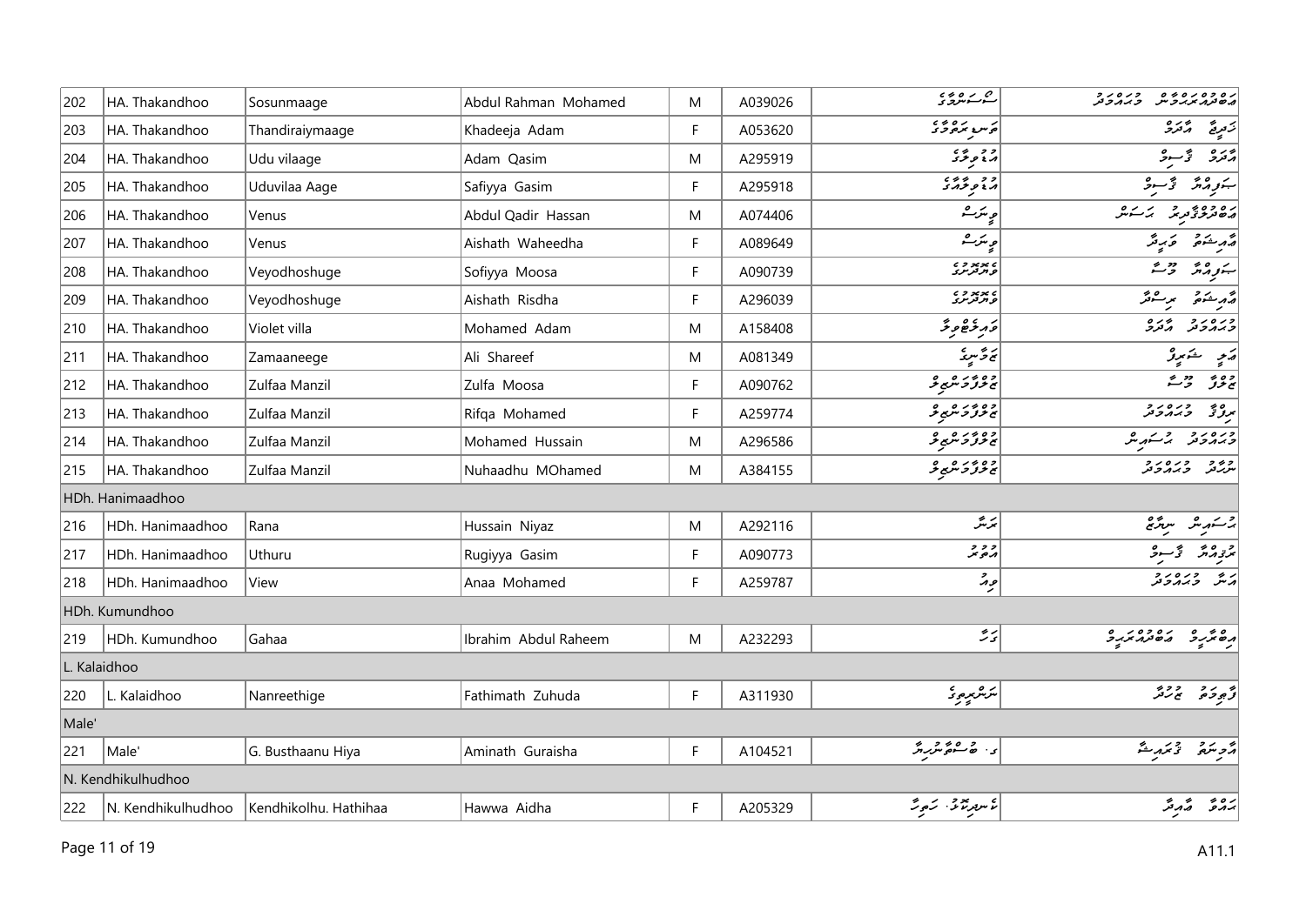| 202 | HA. Thakandhoo | Sosunmaage | Abdul Rahman Mohamed | M | A039026 | ސޯސަންމާގެ | އަބްދުއްރަޙްމާން މުޙައްމަދު |
|---|---|---|---|---|---|---|---|
| 203 | HA. Thakandhoo | Thandiraiymaage | Khadeeja Adam | F | A053620 | ތަންދިރައިމާގެ | ޚަދީޖާ އާދަމް |
| 204 | HA. Thakandhoo | Udu vilaage | Adam Qasim | M | A295919 | އުޑުވިލާގެ | އާދަމް ޤާސިމް |
| 205 | HA. Thakandhoo | Uduvilaa Aage | Safiyya Gasim | F | A295918 | އުޑުވިލާއާގެ | ސަފިއްޔާ ޤާސިމް |
| 206 | HA. Thakandhoo | Venus | Abdul Qadir Hassan | M | A074406 | ވީނަސް | އަބްދުލްޤާދިރު ޙަސަން |
| 207 | HA. Thakandhoo | Venus | Aishath Waheedha | F | A089649 | ވީނަސް | އާއިޝަތު ވަޙީދާ |
| 208 | HA. Thakandhoo | Veyodhoshuge | Sofiyya Moosa | F | A090739 | ވެޔޮދޮށުގެ | ސޮފިއްޔާ މޫސާ |
| 209 | HA. Thakandhoo | Veyodhoshuge | Aishath Risdha | F | A296039 | ވެޔޮދޮށުގެ | އާއިޝަތު ރިސްދާ |
| 210 | HA. Thakandhoo | Violet villa | Mohamed Adam | M | A158408 | ވައިލެޓްވިލާ | މުޙައްމަދު އާދަމް |
| 211 | HA. Thakandhoo | Zamaaneege | Ali Shareef | M | A081349 | ޒަމާނީގެ | އަލި ޝަރީފު |
| 212 | HA. Thakandhoo | Zulfaa Manzil | Zulfa Moosa | F | A090762 | ޒުލްފާމަންޒިލް | ޒުލްފާ މޫސާ |
| 213 | HA. Thakandhoo | Zulfaa Manzil | Rifqa Mohamed | F | A259774 | ޒުލްފާމަންޒިލް | ރިފްޤާ މުޙައްމަދު |
| 214 | HA. Thakandhoo | Zulfaa Manzil | Mohamed Hussain | M | A296586 | ޒުލްފާމަންޒިލް | މުޙައްމަދު ޙުސައިން |
| 215 | HA. Thakandhoo | Zulfaa Manzil | Nuhaadhu MOhamed | M | A384155 | ޒުލްފާމަންޒިލް | ނުހާދު މުޙައްމަދު |
| HDh. Hanimaadhoo | | | | | | | |
| 216 | HDh. Hanimaadhoo | Rana | Hussain Niyaz | M | A292116 | ރަނާ | ޙުސައިން ނިޔާޒް |
| 217 | HDh. Hanimaadhoo | Uthuru | Rugiyya Gasim | F | A090773 | އުތުރު | ރުޤިއްޔާ ޤާސިމް |
| 218 | HDh. Hanimaadhoo | View | Anaa Mohamed | F | A259787 | ވިއު | އަނާ މުޙައްމަދު |
| HDh. Kumundhoo | | | | | | | |
| 219 | HDh. Kumundhoo | Gahaa | Ibrahim Abdul Raheem | M | A232293 | ގަހާ | އިބްރާހީމް އަބްދުއްރަޙީމް |
| L. Kalaidhoo | | | | | | | |
| 220 | L. Kalaidhoo | Nanreethige | Fathimath Zuhuda | F | A311930 | ނަންރީތިގެ | ފާތިމަތު ޒުހުދާ |
| Male' | | | | | | | |
| 221 | Male' | G. Busthaanu Hiya | Aminath Guraisha | F | A104521 | ގ. ބުސްތާނުހިޔާ | އާމިނަތު ގުރައިޝާ |
| N. Kendhikulhudhoo | | | | | | | |
| 222 | N. Kendhikulhudhoo | Kendhikolhu. Hathihaa | Hawwa Aidha | F | A205329 | ކެންދިކޮޅު. ހަތިހާ | ހައްވާ އާއިދާ |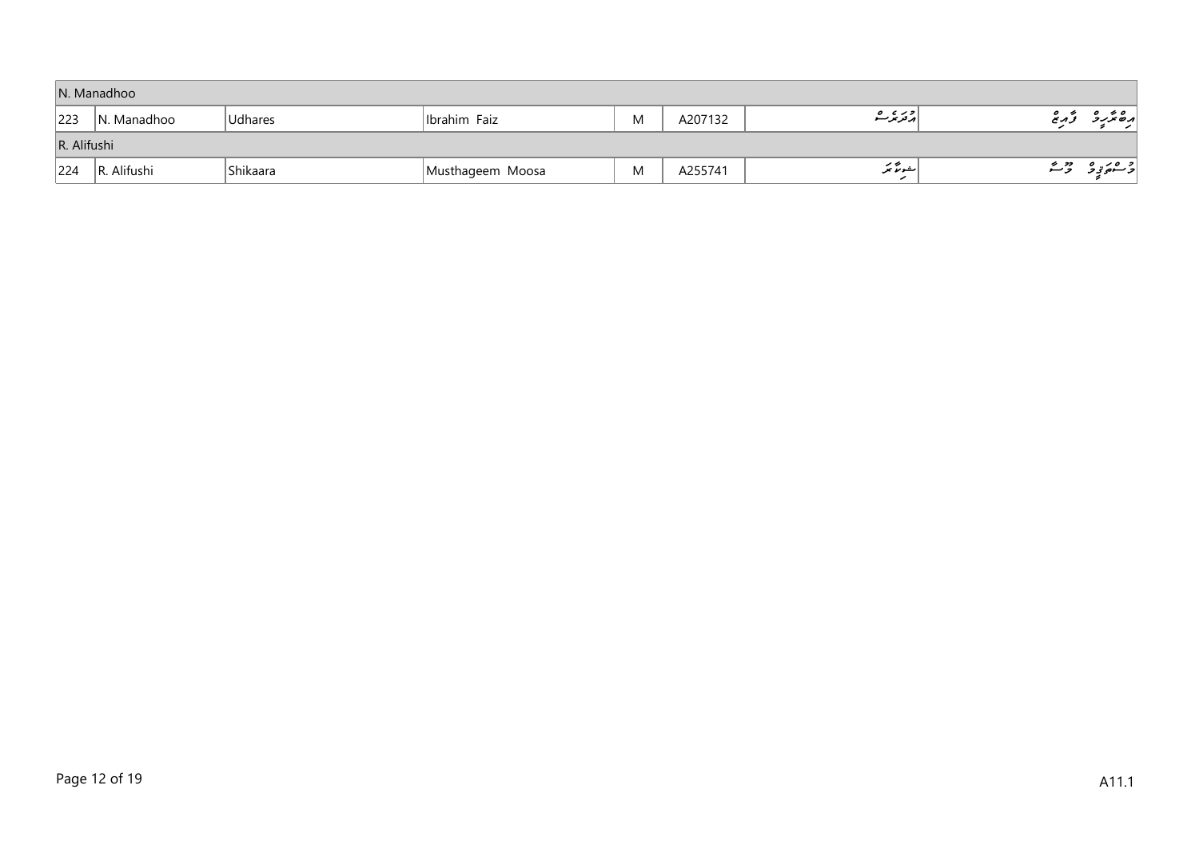| N. Manadhoo | | | | | | | |
|---|---|---|---|---|---|---|---|
| 223 | N. Manadhoo | Udhares | Ibrahim Faiz | M | A207132 | އުދަރެސް | އިބްރާހީމް ފާއިޒް |
| R. Alifushi | | | | | | | |
| 224 | R. Alifushi | Shikaara | Musthageem Moosa | M | A255741 | ޝިކާރަ | މުސްތަޤީމް މޫސާ |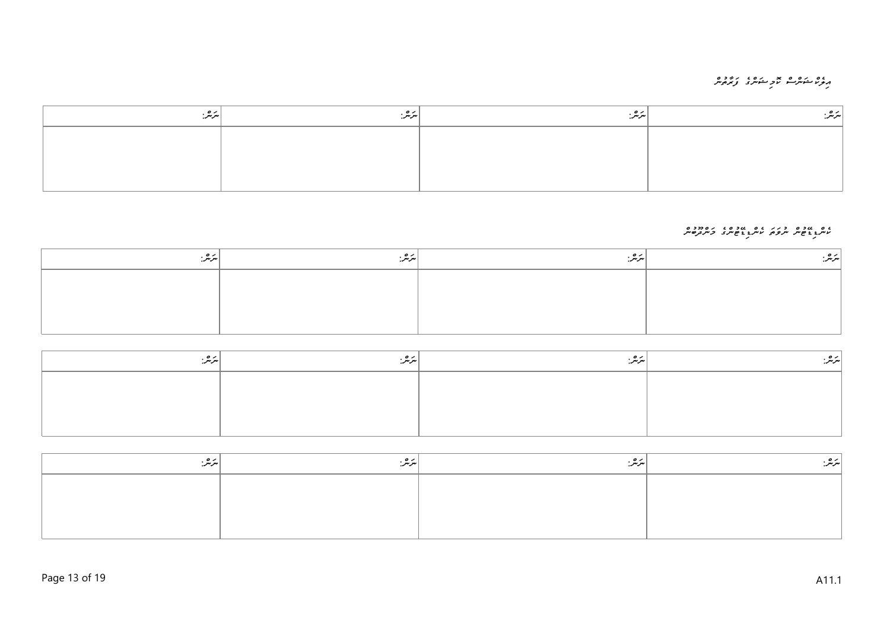# މިލްކިއްޔަތު ކާރިޔާއިން ފަހު ބަލާނޭ ފޯމު

| ނަން: | ނަން: | ނަން: | ނަން: |
|---|---|---|---|
| | | | |

## ކޯޓަރީ ކޮނެ ކޮލެއް ނަން ބުރުގާ ވާރިސުންނަށް ލިބެން

| ނަން: | ނަން: | ނަން: | ނަން: |
|---|---|---|---|
| | | | |

| ނަން: | ނަން: | ނަން: | ނަން: |
|---|---|---|---|
| | | | |

| ނަން: | ނަން: | ނަން: | ނަން: |
|---|---|---|---|
| | | | |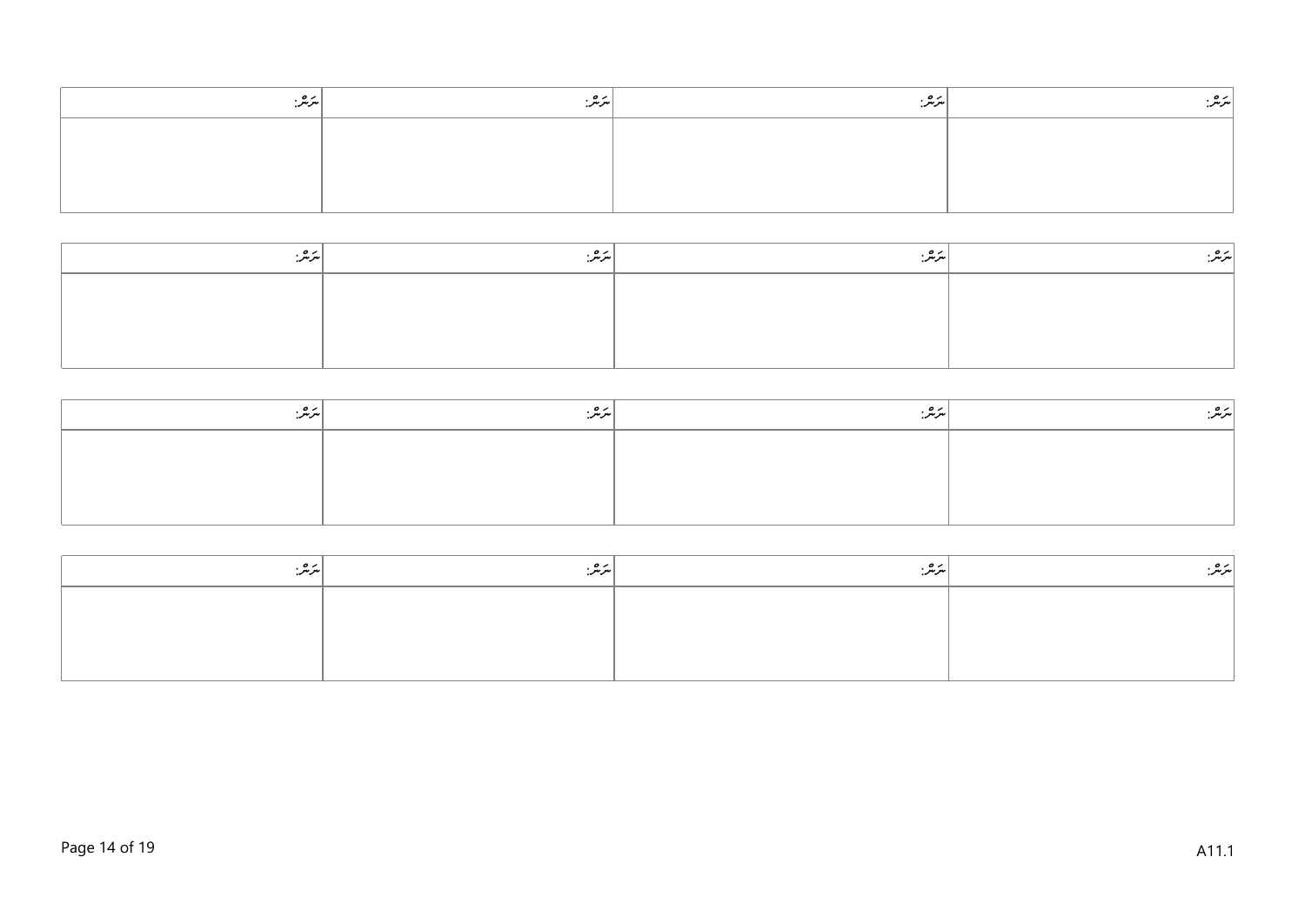| ނަރުދ: | ނަރުދ: | ނަރުދ: | ނަރުދ: |
| --- | --- | --- | --- |
| | | | |

| ނަރުދ: | ނަރުދ: | ނަރުދ: | ނަރުދ: |
| --- | --- | --- | --- |
| | | | |

| ނަރުދ: | ނަރުދ: | ނަރުދ: | ނަރުދ: |
| --- | --- | --- | --- |
| | | | |

| ނަރުދ: | ނަރުދ: | ނަރުދ: | ނަރުދ: |
| --- | --- | --- | --- |
| | | | |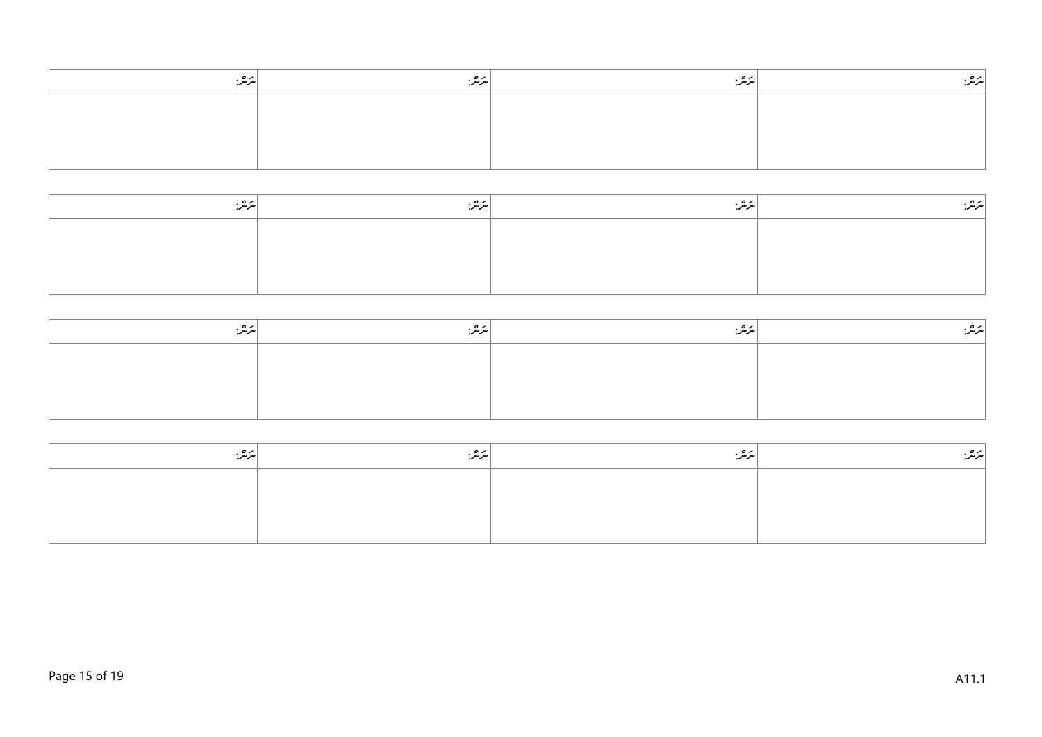| ނަރުދ: | ނަރުދ: | ނަރުދ: | ނަރުދ: |
| --- | --- | --- | --- |
| | | | |

| ނަރުދ: | ނަރުދ: | ނަރުދ: | ނަރުދ: |
| --- | --- | --- | --- |
| | | | |

| ނަރުދ: | ނަރުދ: | ނަރުދ: | ނަރުދ: |
| --- | --- | --- | --- |
| | | | |

| ނަރުދ: | ނަރުދ: | ނަރުދ: | ނަރުދ: |
| --- | --- | --- | --- |
| | | | |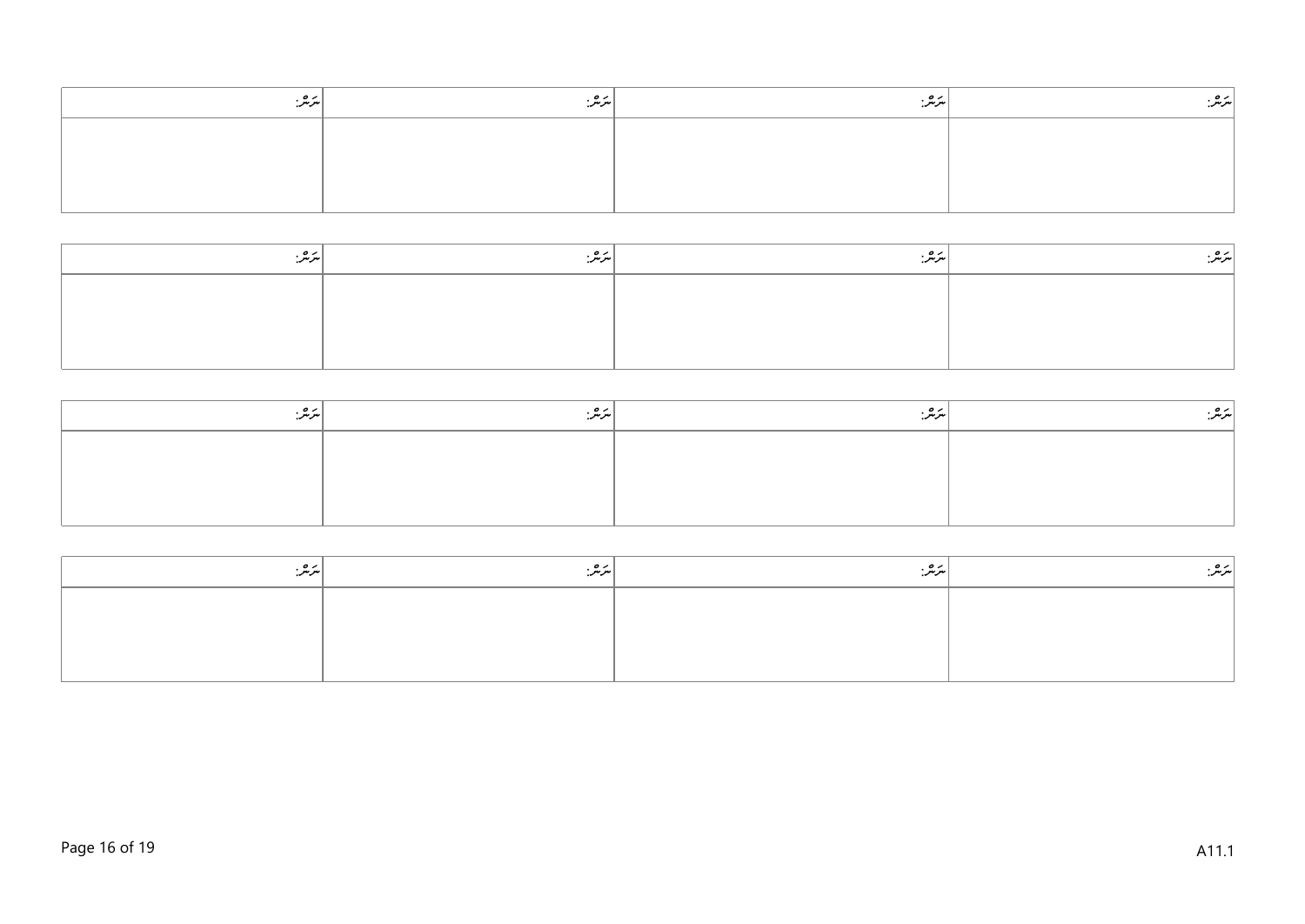| ނަންބަރު: | ނަންބަރު: | ނަންބަރު: | ނަންބަރު: |
|---|---|---|---|
| | | | |

| ނަންބަރު: | ނަންބަރު: | ނަންބަރު: | ނަންބަރު: |
|---|---|---|---|
| | | | |

| ނަންބަރު: | ނަންބަރު: | ނަންބަރު: | ނަންބަރު: |
|---|---|---|---|
| | | | |

| ނަންބަރު: | ނަންބަރު: | ނަންބަރު: | ނަންބަރު: |
|---|---|---|---|
| | | | |

A11.1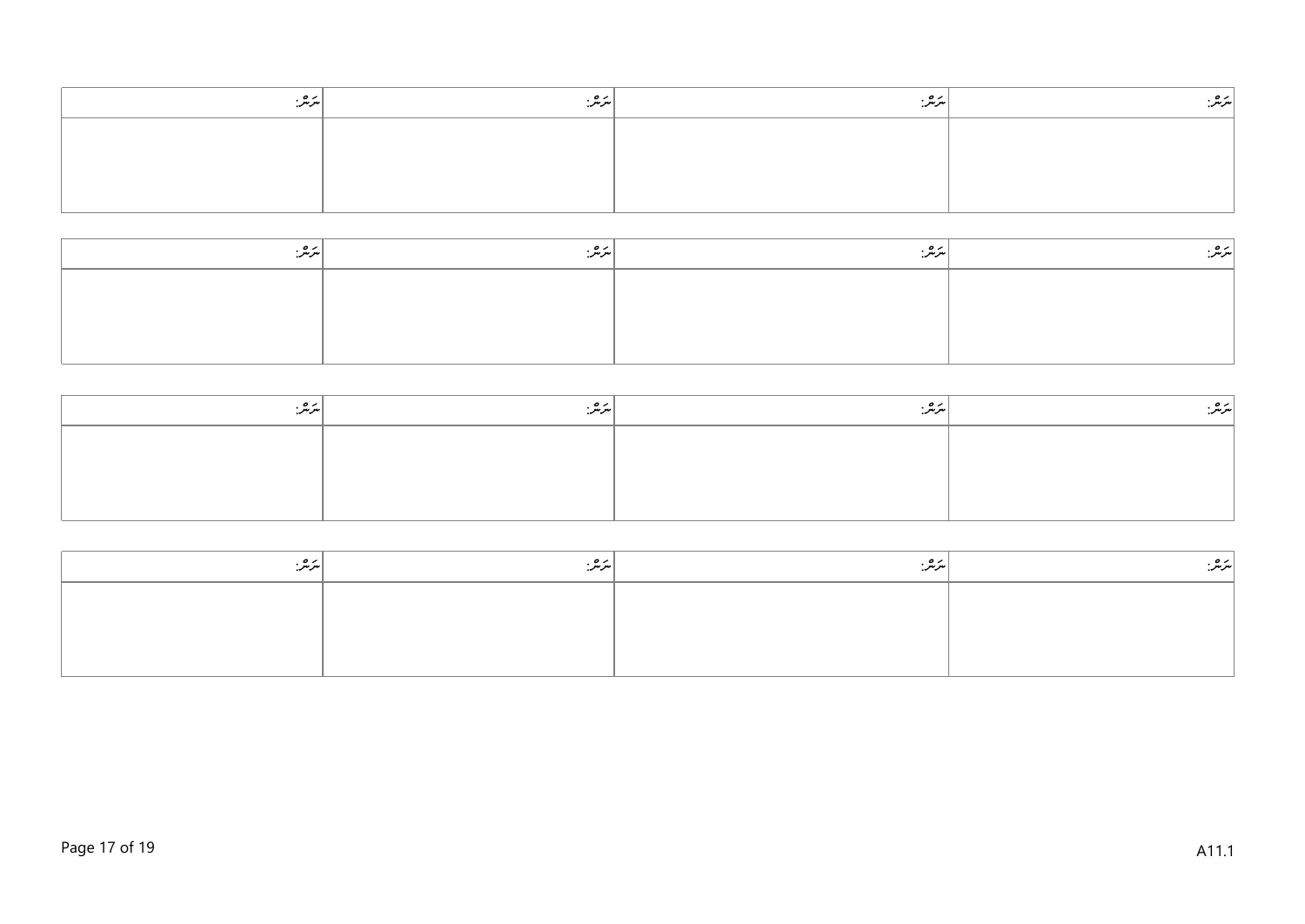| ނަރުދ: | ނަރުދ: | ނަރުދ: | ނަރުދ: |
| --- | --- | --- | --- |
| | | | |

| ނަރުދ: | ނަރުދ: | ނަރުދ: | ނަރުދ: |
| --- | --- | --- | --- |
| | | | |

| ނަރުދ: | ނަރުދ: | ނަރުދ: | ނަރުދ: |
| --- | --- | --- | --- |
| | | | |

| ނަރުދ: | ނަރުދ: | ނަރުދ: | ނަރުދ: |
| --- | --- | --- | --- |
| | | | |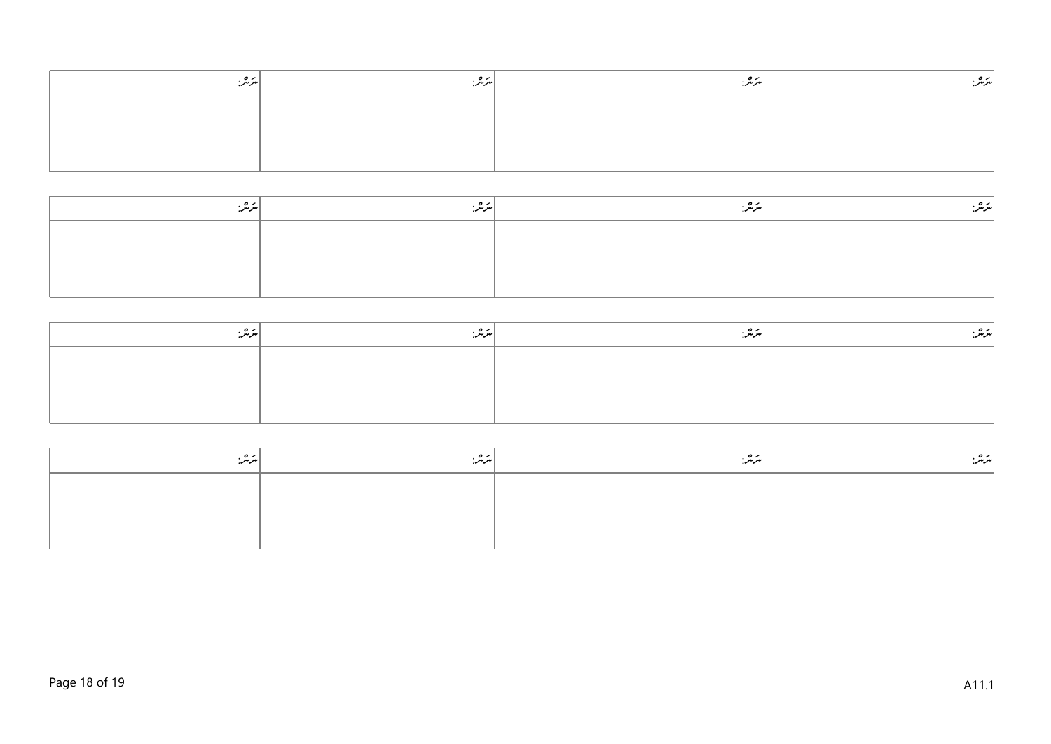| ނަރުދ: | ނަރުދ: | ނަރުދ: | ނަރުދ: |
| --- | --- | --- | --- |
| | | | |

| ނަރުދ: | ނަރުދ: | ނަރުދ: | ނަރުދ: |
| --- | --- | --- | --- |
| | | | |

| ނަރުދ: | ނަރުދ: | ނަރުދ: | ނަރުދ: |
| --- | --- | --- | --- |
| | | | |

| ނަރުދ: | ނަރުދ: | ނަރުދ: | ނަރުދ: |
| --- | --- | --- | --- |
| | | | |

A11.1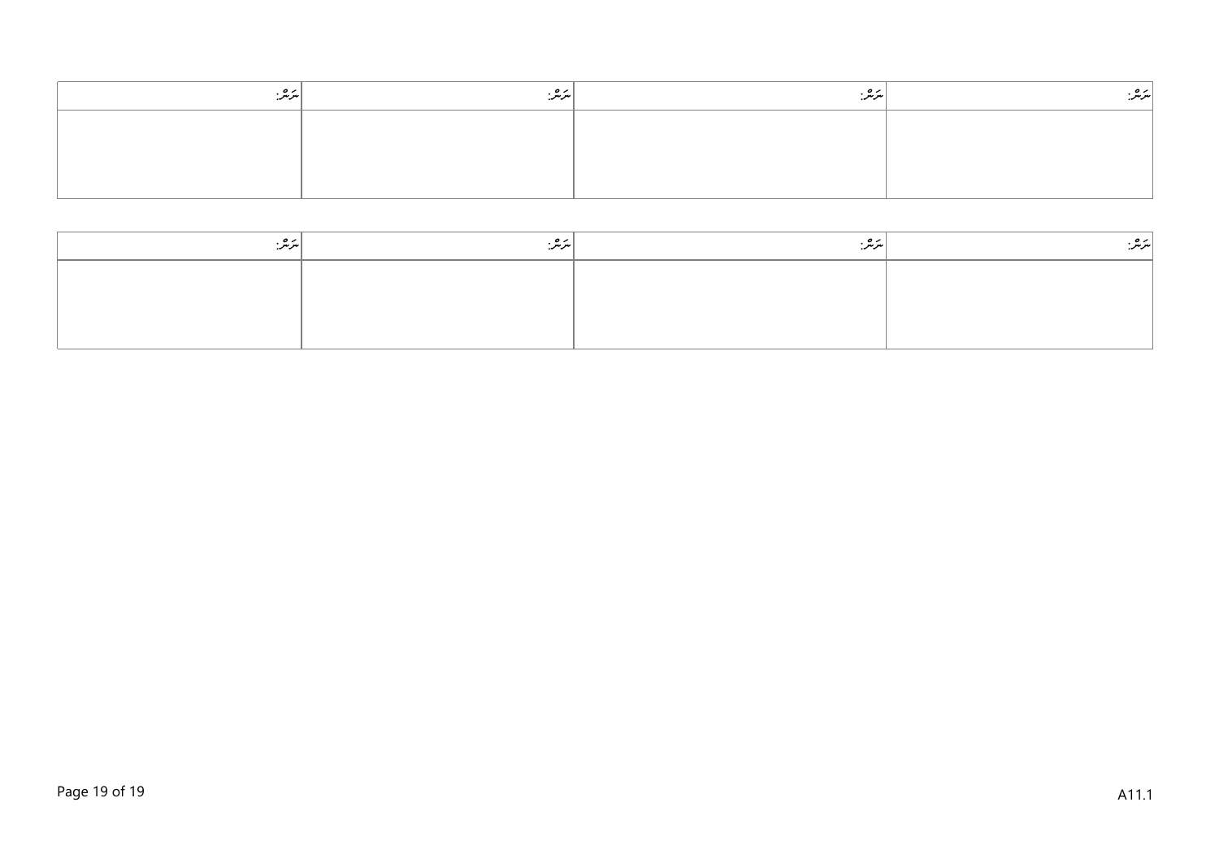| ސަރަޙް: | ސަރަޙް: | ސަރަޙް: | ސަރަޙް: |
| --- | --- | --- | --- |
| | | | |

| ސަރަޙް: | ސަރަޙް: | ސަރަޙް: | ސަރަޙް: |
| --- | --- | --- | --- |
| | | | |

A11.1